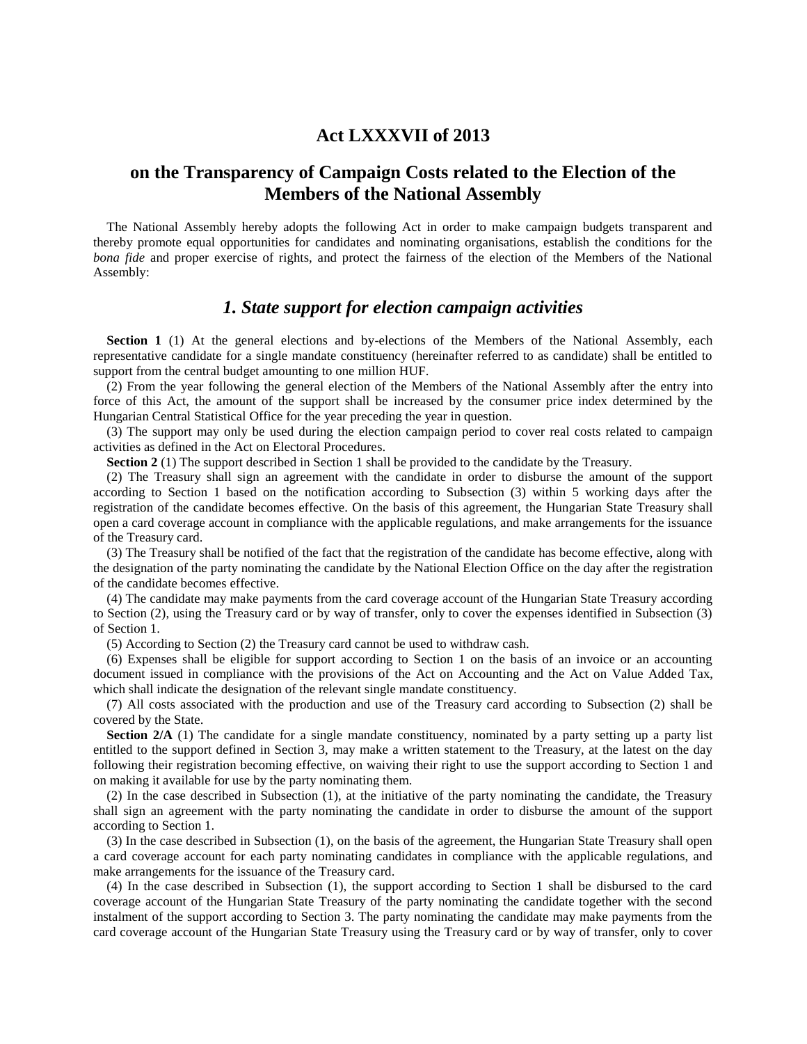# Act LXXXVII of 2013

## on the Transparency of Campaign Costs related to the Election of the Members of the National Assembly

The National Assembly hereby adopts the following Act in order to make campaign budgets transparent and thereby promote equal opportunities for candidates and nominating organisations, establish the conditions for the *bona fide* and proper exercise of rights, and protect the fairness of the election of the Members of the National Assembly:

### *1. State support for election campaign activities*

**Section 1** (1) At the general elections and by-elections of the Members of the National Assembly, each representative candidate for a single mandate constituency (hereinafter referred to as candidate) shall be entitled to support from the central budget amounting to one million HUF.

(2) From the year following the general election of the Members of the National Assembly after the entry into force of this Act, the amount of the support shall be increased by the consumer price index determined by the Hungarian Central Statistical Office for the year preceding the year in question.

(3) The support may only be used during the election campaign period to cover real costs related to campaign activities as defined in the Act on Electoral Procedures.

**Section 2** (1) The support described in Section 1 shall be provided to the candidate by the Treasury.

(2) The Treasury shall sign an agreement with the candidate in order to disburse the amount of the support according to Section 1 based on the notification according to Subsection (3) within 5 working days after the registration of the candidate becomes effective. On the basis of this agreement, the Hungarian State Treasury shall open a card coverage account in compliance with the applicable regulations, and make arrangements for the issuance of the Treasury card.

(3) The Treasury shall be notified of the fact that the registration of the candidate has become effective, along with the designation of the party nominating the candidate by the National Election Office on the day after the registration of the candidate becomes effective.

(4) The candidate may make payments from the card coverage account of the Hungarian State Treasury according to Section (2), using the Treasury card or by way of transfer, only to cover the expenses identified in Subsection (3) of Section 1.

(5) According to Section (2) the Treasury card cannot be used to withdraw cash.

(6) Expenses shall be eligible for support according to Section 1 on the basis of an invoice or an accounting document issued in compliance with the provisions of the Act on Accounting and the Act on Value Added Tax, which shall indicate the designation of the relevant single mandate constituency.

(7) All costs associated with the production and use of the Treasury card according to Subsection (2) shall be covered by the State.

**Section 2/A** (1) The candidate for a single mandate constituency, nominated by a party setting up a party list entitled to the support defined in Section 3, may make a written statement to the Treasury, at the latest on the day following their registration becoming effective, on waiving their right to use the support according to Section 1 and on making it available for use by the party nominating them.

(2) In the case described in Subsection (1), at the initiative of the party nominating the candidate, the Treasury shall sign an agreement with the party nominating the candidate in order to disburse the amount of the support according to Section 1.

(3) In the case described in Subsection (1), on the basis of the agreement, the Hungarian State Treasury shall open a card coverage account for each party nominating candidates in compliance with the applicable regulations, and make arrangements for the issuance of the Treasury card.

(4) In the case described in Subsection (1), the support according to Section 1 shall be disbursed to the card coverage account of the Hungarian State Treasury of the party nominating the candidate together with the second instalment of the support according to Section 3. The party nominating the candidate may make payments from the card coverage account of the Hungarian State Treasury using the Treasury card or by way of transfer, only to cover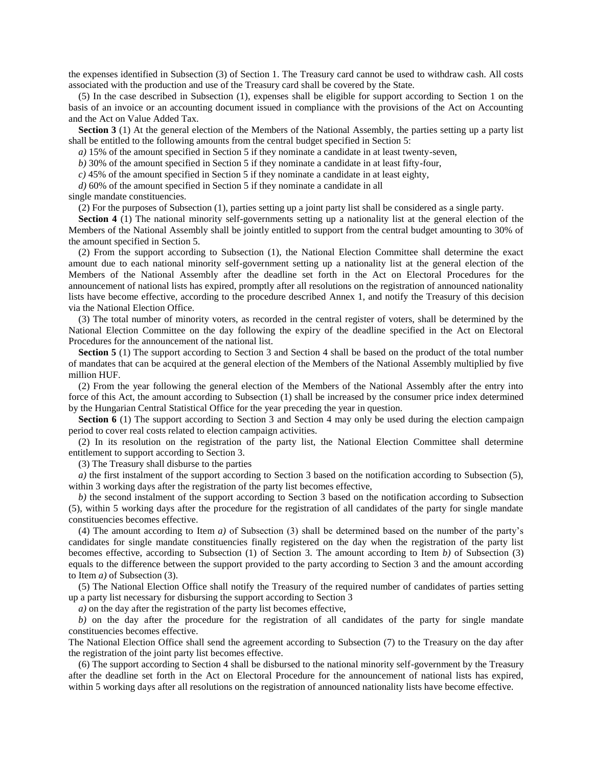the expenses identified in Subsection (3) of Section 1. The Treasury card cannot be used to withdraw cash. All costs associated with the production and use of the Treasury card shall be covered by the State.

(5) In the case described in Subsection (1), expenses shall be eligible for support according to Section 1 on the basis of an invoice or an accounting document issued in compliance with the provisions of the Act on Accounting and the Act on Value Added Tax.

**Section 3** (1) At the general election of the Members of the National Assembly, the parties setting up a party list shall be entitled to the following amounts from the central budget specified in Section 5:

*a)* 15% of the amount specified in Section 5 if they nominate a candidate in at least twenty-seven,

*b)* 30% of the amount specified in Section 5 if they nominate a candidate in at least fifty-four,

*c)* 45% of the amount specified in Section 5 if they nominate a candidate in at least eighty,

*d)* 60% of the amount specified in Section 5 if they nominate a candidate in all

single mandate constituencies.

(2) For the purposes of Subsection (1), parties setting up a joint party list shall be considered as a single party.

**Section 4** (1) The national minority self-governments setting up a nationality list at the general election of the Members of the National Assembly shall be jointly entitled to support from the central budget amounting to 30% of the amount specified in Section 5.

(2) From the support according to Subsection (1), the National Election Committee shall determine the exact amount due to each national minority self-government setting up a nationality list at the general election of the Members of the National Assembly after the deadline set forth in the Act on Electoral Procedures for the announcement of national lists has expired, promptly after all resolutions on the registration of announced nationality lists have become effective, according to the procedure described Annex 1, and notify the Treasury of this decision via the National Election Office.

(3) The total number of minority voters, as recorded in the central register of voters, shall be determined by the National Election Committee on the day following the expiry of the deadline specified in the Act on Electoral Procedures for the announcement of the national list.

**Section 5** (1) The support according to Section 3 and Section 4 shall be based on the product of the total number of mandates that can be acquired at the general election of the Members of the National Assembly multiplied by five million HUF.

(2) From the year following the general election of the Members of the National Assembly after the entry into force of this Act, the amount according to Subsection (1) shall be increased by the consumer price index determined by the Hungarian Central Statistical Office for the year preceding the year in question.

**Section 6** (1) The support according to Section 3 and Section 4 may only be used during the election campaign period to cover real costs related to election campaign activities.

(2) In its resolution on the registration of the party list, the National Election Committee shall determine entitlement to support according to Section 3.

(3) The Treasury shall disburse to the parties

*a)* the first instalment of the support according to Section 3 based on the notification according to Subsection (5), within 3 working days after the registration of the party list becomes effective,

*b)* the second instalment of the support according to Section 3 based on the notification according to Subsection (5), within 5 working days after the procedure for the registration of all candidates of the party for single mandate constituencies becomes effective.

(4) The amount according to Item *a)* of Subsection (3) shall be determined based on the number of the party's candidates for single mandate constituencies finally registered on the day when the registration of the party list becomes effective, according to Subsection (1) of Section 3. The amount according to Item *b)* of Subsection (3) equals to the difference between the support provided to the party according to Section 3 and the amount according to Item *a)* of Subsection (3).

(5) The National Election Office shall notify the Treasury of the required number of candidates of parties setting up a party list necessary for disbursing the support according to Section 3

*a)* on the day after the registration of the party list becomes effective,

*b)* on the day after the procedure for the registration of all candidates of the party for single mandate constituencies becomes effective.

The National Election Office shall send the agreement according to Subsection (7) to the Treasury on the day after the registration of the joint party list becomes effective.

(6) The support according to Section 4 shall be disbursed to the national minority self-government by the Treasury after the deadline set forth in the Act on Electoral Procedure for the announcement of national lists has expired, within 5 working days after all resolutions on the registration of announced nationality lists have become effective.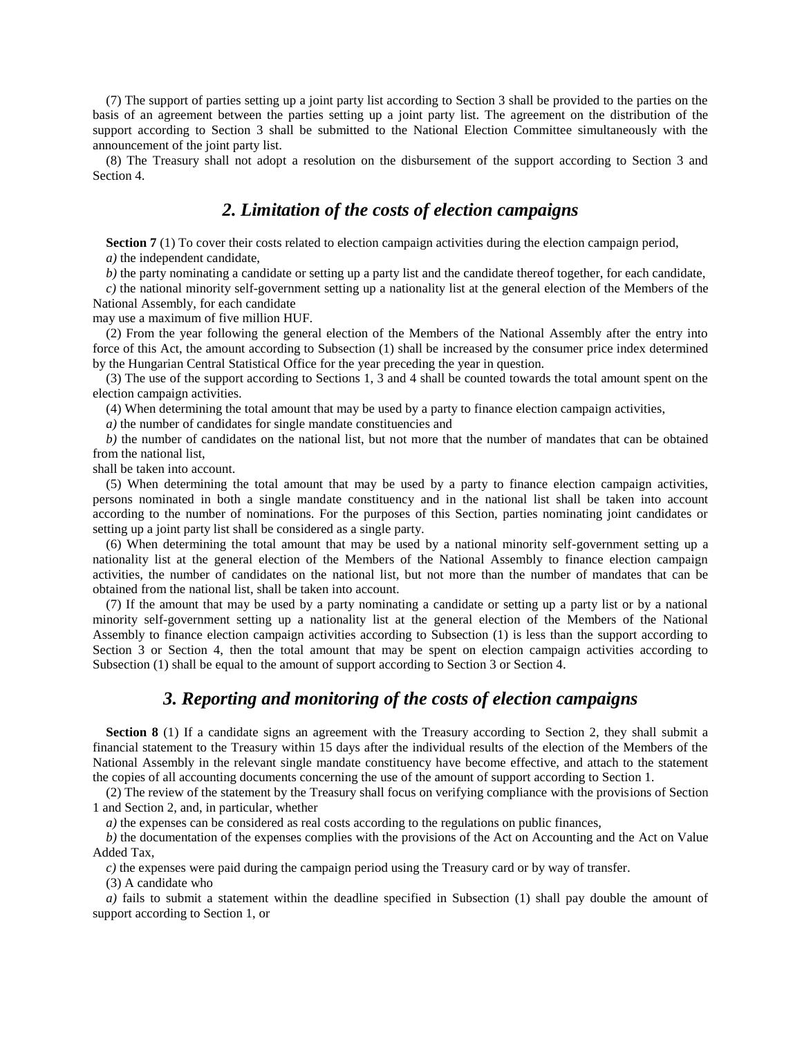(7) The support of parties setting up a joint party list according to Section 3 shall be provided to the parties on the basis of an agreement between the parties setting up a joint party list. The agreement on the distribution of the support according to Section 3 shall be submitted to the National Election Committee simultaneously with the announcement of the joint party list.

(8) The Treasury shall not adopt a resolution on the disbursement of the support according to Section 3 and Section 4.

## *2. Limitation of the costs of election campaigns*

**Section 7** (1) To cover their costs related to election campaign activities during the election campaign period,

*a)* the independent candidate,

*b)* the party nominating a candidate or setting up a party list and the candidate thereof together, for each candidate,

*c)* the national minority self-government setting up a nationality list at the general election of the Members of the National Assembly, for each candidate

may use a maximum of five million HUF.

(2) From the year following the general election of the Members of the National Assembly after the entry into force of this Act, the amount according to Subsection (1) shall be increased by the consumer price index determined by the Hungarian Central Statistical Office for the year preceding the year in question.

(3) The use of the support according to Sections 1, 3 and 4 shall be counted towards the total amount spent on the election campaign activities.

(4) When determining the total amount that may be used by a party to finance election campaign activities,

*a)* the number of candidates for single mandate constituencies and

*b)* the number of candidates on the national list, but not more that the number of mandates that can be obtained from the national list,

shall be taken into account.

(5) When determining the total amount that may be used by a party to finance election campaign activities, persons nominated in both a single mandate constituency and in the national list shall be taken into account according to the number of nominations. For the purposes of this Section, parties nominating joint candidates or setting up a joint party list shall be considered as a single party.

(6) When determining the total amount that may be used by a national minority self-government setting up a nationality list at the general election of the Members of the National Assembly to finance election campaign activities, the number of candidates on the national list, but not more than the number of mandates that can be obtained from the national list, shall be taken into account.

(7) If the amount that may be used by a party nominating a candidate or setting up a party list or by a national minority self-government setting up a nationality list at the general election of the Members of the National Assembly to finance election campaign activities according to Subsection (1) is less than the support according to Section 3 or Section 4, then the total amount that may be spent on election campaign activities according to Subsection (1) shall be equal to the amount of support according to Section 3 or Section 4.

## *3. Reporting and monitoring of the costs of election campaigns*

**Section 8** (1) If a candidate signs an agreement with the Treasury according to Section 2, they shall submit a financial statement to the Treasury within 15 days after the individual results of the election of the Members of the National Assembly in the relevant single mandate constituency have become effective, and attach to the statement the copies of all accounting documents concerning the use of the amount of support according to Section 1.

(2) The review of the statement by the Treasury shall focus on verifying compliance with the provisions of Section 1 and Section 2, and, in particular, whether

*a)* the expenses can be considered as real costs according to the regulations on public finances,

*b)* the documentation of the expenses complies with the provisions of the Act on Accounting and the Act on Value Added Tax,

*c)* the expenses were paid during the campaign period using the Treasury card or by way of transfer.

(3) A candidate who

*a)* fails to submit a statement within the deadline specified in Subsection (1) shall pay double the amount of support according to Section 1, or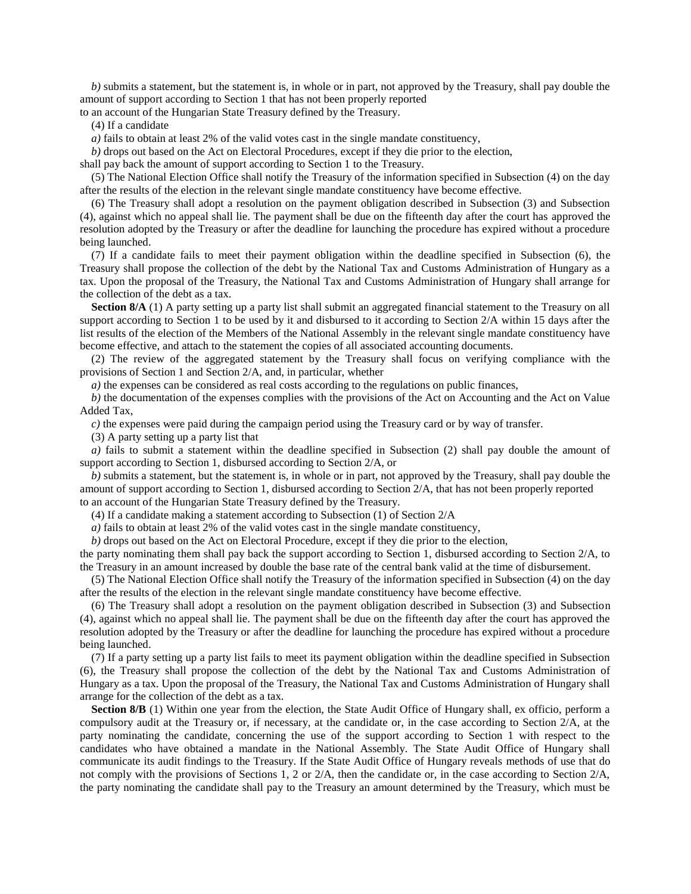*b)* submits a statement, but the statement is, in whole or in part, not approved by the Treasury, shall pay double the amount of support according to Section 1 that has not been properly reported
to an account of the Hungarian State Treasury defined by the Treasury.

(4) If a candidate

*a)* fails to obtain at least 2% of the valid votes cast in the single mandate constituency,

*b)* drops out based on the Act on Electoral Procedures, except if they die prior to the election,

shall pay back the amount of support according to Section 1 to the Treasury.

(5) The National Election Office shall notify the Treasury of the information specified in Subsection (4) on the day after the results of the election in the relevant single mandate constituency have become effective.

(6) The Treasury shall adopt a resolution on the payment obligation described in Subsection (3) and Subsection (4), against which no appeal shall lie. The payment shall be due on the fifteenth day after the court has approved the resolution adopted by the Treasury or after the deadline for launching the procedure has expired without a procedure being launched.

(7) If a candidate fails to meet their payment obligation within the deadline specified in Subsection (6), the Treasury shall propose the collection of the debt by the National Tax and Customs Administration of Hungary as a tax. Upon the proposal of the Treasury, the National Tax and Customs Administration of Hungary shall arrange for the collection of the debt as a tax.

**Section 8/A** (1) A party setting up a party list shall submit an aggregated financial statement to the Treasury on all support according to Section 1 to be used by it and disbursed to it according to Section 2/A within 15 days after the list results of the election of the Members of the National Assembly in the relevant single mandate constituency have become effective, and attach to the statement the copies of all associated accounting documents.

(2) The review of the aggregated statement by the Treasury shall focus on verifying compliance with the provisions of Section 1 and Section 2/A, and, in particular, whether

*a)* the expenses can be considered as real costs according to the regulations on public finances,

*b)* the documentation of the expenses complies with the provisions of the Act on Accounting and the Act on Value Added Tax,

*c)* the expenses were paid during the campaign period using the Treasury card or by way of transfer.

(3) A party setting up a party list that

*a)* fails to submit a statement within the deadline specified in Subsection (2) shall pay double the amount of support according to Section 1, disbursed according to Section 2/A, or

*b)* submits a statement, but the statement is, in whole or in part, not approved by the Treasury, shall pay double the amount of support according to Section 1, disbursed according to Section 2/A, that has not been properly reported
to an account of the Hungarian State Treasury defined by the Treasury.

(4) If a candidate making a statement according to Subsection (1) of Section 2/A

*a)* fails to obtain at least 2% of the valid votes cast in the single mandate constituency,

*b)* drops out based on the Act on Electoral Procedure, except if they die prior to the election,

the party nominating them shall pay back the support according to Section 1, disbursed according to Section 2/A, to the Treasury in an amount increased by double the base rate of the central bank valid at the time of disbursement.

(5) The National Election Office shall notify the Treasury of the information specified in Subsection (4) on the day after the results of the election in the relevant single mandate constituency have become effective.

(6) The Treasury shall adopt a resolution on the payment obligation described in Subsection (3) and Subsection (4), against which no appeal shall lie. The payment shall be due on the fifteenth day after the court has approved the resolution adopted by the Treasury or after the deadline for launching the procedure has expired without a procedure being launched.

(7) If a party setting up a party list fails to meet its payment obligation within the deadline specified in Subsection (6), the Treasury shall propose the collection of the debt by the National Tax and Customs Administration of Hungary as a tax. Upon the proposal of the Treasury, the National Tax and Customs Administration of Hungary shall arrange for the collection of the debt as a tax.

**Section 8/B** (1) Within one year from the election, the State Audit Office of Hungary shall, ex officio, perform a compulsory audit at the Treasury or, if necessary, at the candidate or, in the case according to Section 2/A, at the party nominating the candidate, concerning the use of the support according to Section 1 with respect to the candidates who have obtained a mandate in the National Assembly. The State Audit Office of Hungary shall communicate its audit findings to the Treasury. If the State Audit Office of Hungary reveals methods of use that do not comply with the provisions of Sections 1, 2 or 2/A, then the candidate or, in the case according to Section 2/A, the party nominating the candidate shall pay to the Treasury an amount determined by the Treasury, which must be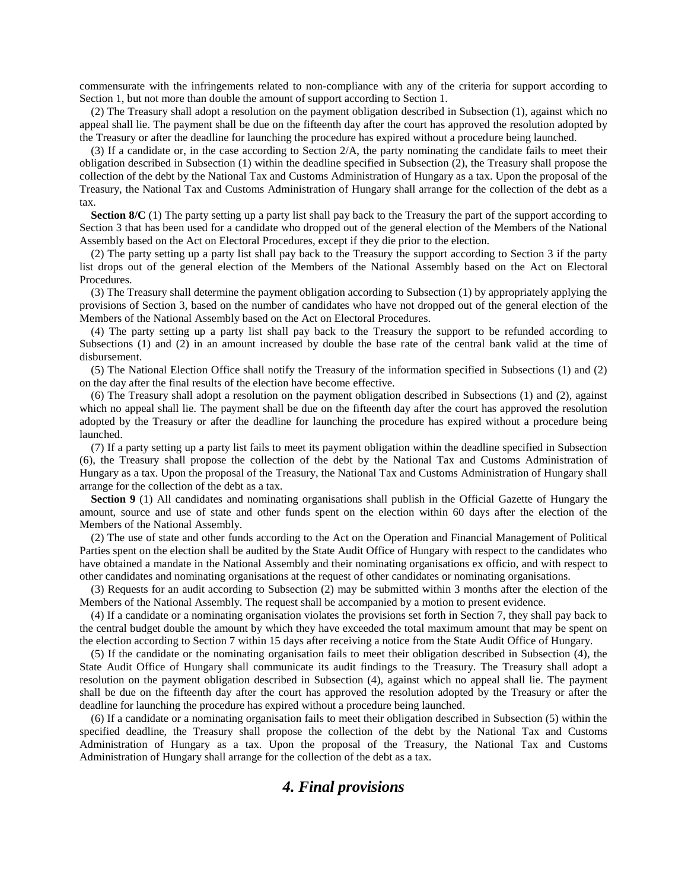commensurate with the infringements related to non-compliance with any of the criteria for support according to Section 1, but not more than double the amount of support according to Section 1.

(2) The Treasury shall adopt a resolution on the payment obligation described in Subsection (1), against which no appeal shall lie. The payment shall be due on the fifteenth day after the court has approved the resolution adopted by the Treasury or after the deadline for launching the procedure has expired without a procedure being launched.

(3) If a candidate or, in the case according to Section 2/A, the party nominating the candidate fails to meet their obligation described in Subsection (1) within the deadline specified in Subsection (2), the Treasury shall propose the collection of the debt by the National Tax and Customs Administration of Hungary as a tax. Upon the proposal of the Treasury, the National Tax and Customs Administration of Hungary shall arrange for the collection of the debt as a tax.

**Section 8/C** (1) The party setting up a party list shall pay back to the Treasury the part of the support according to Section 3 that has been used for a candidate who dropped out of the general election of the Members of the National Assembly based on the Act on Electoral Procedures, except if they die prior to the election.

(2) The party setting up a party list shall pay back to the Treasury the support according to Section 3 if the party list drops out of the general election of the Members of the National Assembly based on the Act on Electoral Procedures.

(3) The Treasury shall determine the payment obligation according to Subsection (1) by appropriately applying the provisions of Section 3, based on the number of candidates who have not dropped out of the general election of the Members of the National Assembly based on the Act on Electoral Procedures.

(4) The party setting up a party list shall pay back to the Treasury the support to be refunded according to Subsections (1) and (2) in an amount increased by double the base rate of the central bank valid at the time of disbursement.

(5) The National Election Office shall notify the Treasury of the information specified in Subsections (1) and (2) on the day after the final results of the election have become effective.

(6) The Treasury shall adopt a resolution on the payment obligation described in Subsections (1) and (2), against which no appeal shall lie. The payment shall be due on the fifteenth day after the court has approved the resolution adopted by the Treasury or after the deadline for launching the procedure has expired without a procedure being launched.

(7) If a party setting up a party list fails to meet its payment obligation within the deadline specified in Subsection (6), the Treasury shall propose the collection of the debt by the National Tax and Customs Administration of Hungary as a tax. Upon the proposal of the Treasury, the National Tax and Customs Administration of Hungary shall arrange for the collection of the debt as a tax.

**Section 9** (1) All candidates and nominating organisations shall publish in the Official Gazette of Hungary the amount, source and use of state and other funds spent on the election within 60 days after the election of the Members of the National Assembly.

(2) The use of state and other funds according to the Act on the Operation and Financial Management of Political Parties spent on the election shall be audited by the State Audit Office of Hungary with respect to the candidates who have obtained a mandate in the National Assembly and their nominating organisations ex officio, and with respect to other candidates and nominating organisations at the request of other candidates or nominating organisations.

(3) Requests for an audit according to Subsection (2) may be submitted within 3 months after the election of the Members of the National Assembly. The request shall be accompanied by a motion to present evidence.

(4) If a candidate or a nominating organisation violates the provisions set forth in Section 7, they shall pay back to the central budget double the amount by which they have exceeded the total maximum amount that may be spent on the election according to Section 7 within 15 days after receiving a notice from the State Audit Office of Hungary.

(5) If the candidate or the nominating organisation fails to meet their obligation described in Subsection (4), the State Audit Office of Hungary shall communicate its audit findings to the Treasury. The Treasury shall adopt a resolution on the payment obligation described in Subsection (4), against which no appeal shall lie. The payment shall be due on the fifteenth day after the court has approved the resolution adopted by the Treasury or after the deadline for launching the procedure has expired without a procedure being launched.

(6) If a candidate or a nominating organisation fails to meet their obligation described in Subsection (5) within the specified deadline, the Treasury shall propose the collection of the debt by the National Tax and Customs Administration of Hungary as a tax. Upon the proposal of the Treasury, the National Tax and Customs Administration of Hungary shall arrange for the collection of the debt as a tax.

## *4. Final provisions*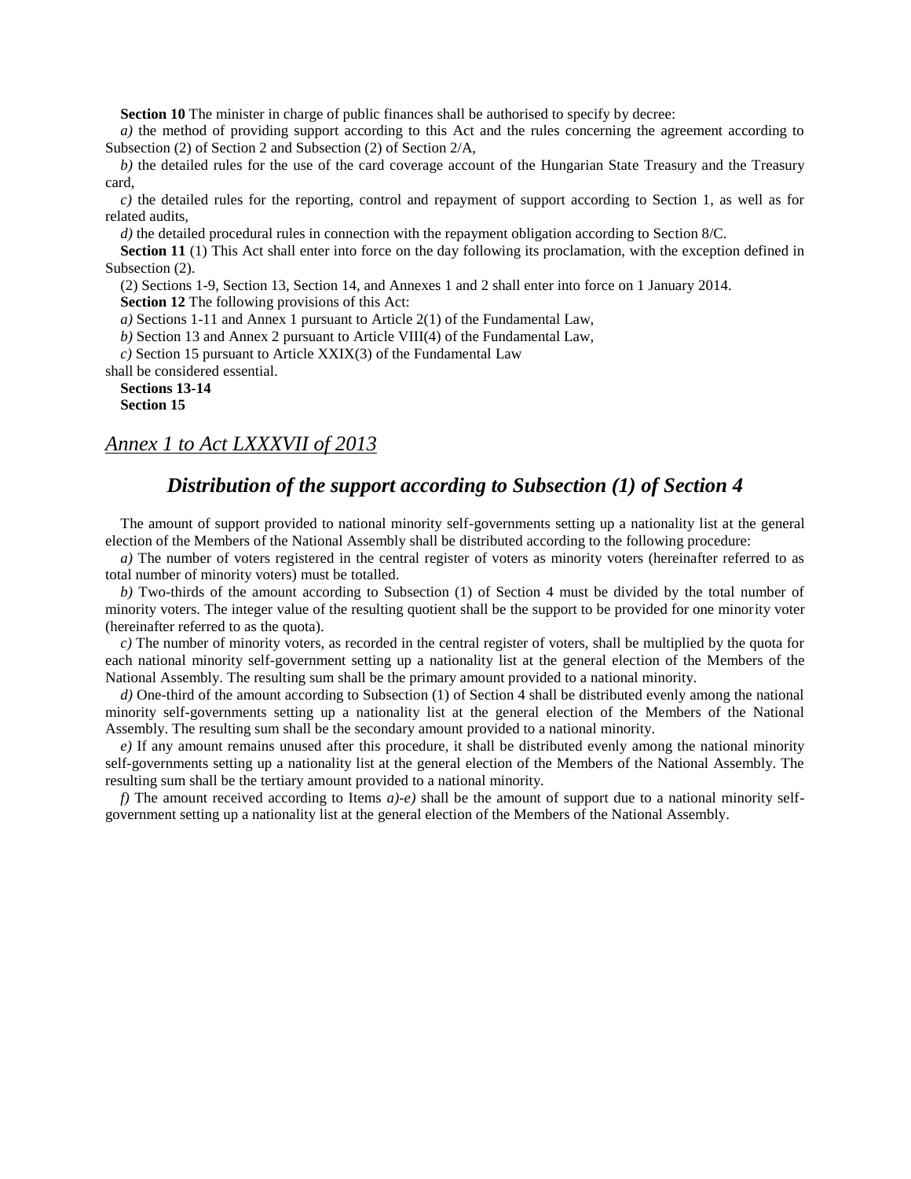**Section 10** The minister in charge of public finances shall be authorised to specify by decree:

*a)* the method of providing support according to this Act and the rules concerning the agreement according to Subsection (2) of Section 2 and Subsection (2) of Section 2/A,

*b)* the detailed rules for the use of the card coverage account of the Hungarian State Treasury and the Treasury card,

*c)* the detailed rules for the reporting, control and repayment of support according to Section 1, as well as for related audits,

*d)* the detailed procedural rules in connection with the repayment obligation according to Section 8/C.

**Section 11** (1) This Act shall enter into force on the day following its proclamation, with the exception defined in Subsection (2).

(2) Sections 1-9, Section 13, Section 14, and Annexes 1 and 2 shall enter into force on 1 January 2014.

**Section 12** The following provisions of this Act:

*a)* Sections 1-11 and Annex 1 pursuant to Article 2(1) of the Fundamental Law,

*b)* Section 13 and Annex 2 pursuant to Article VIII(4) of the Fundamental Law,

*c)* Section 15 pursuant to Article XXIX(3) of the Fundamental Law

shall be considered essential.

**Sections 13-14**

**Section 15**

## *Annex 1 to Act LXXXVII of 2013*

### *Distribution of the support according to Subsection (1) of Section 4*

The amount of support provided to national minority self-governments setting up a nationality list at the general election of the Members of the National Assembly shall be distributed according to the following procedure:

*a)* The number of voters registered in the central register of voters as minority voters (hereinafter referred to as total number of minority voters) must be totalled.

*b)* Two-thirds of the amount according to Subsection (1) of Section 4 must be divided by the total number of minority voters. The integer value of the resulting quotient shall be the support to be provided for one minority voter (hereinafter referred to as the quota).

*c)* The number of minority voters, as recorded in the central register of voters, shall be multiplied by the quota for each national minority self-government setting up a nationality list at the general election of the Members of the National Assembly. The resulting sum shall be the primary amount provided to a national minority.

*d)* One-third of the amount according to Subsection (1) of Section 4 shall be distributed evenly among the national minority self-governments setting up a nationality list at the general election of the Members of the National Assembly. The resulting sum shall be the secondary amount provided to a national minority.

*e)* If any amount remains unused after this procedure, it shall be distributed evenly among the national minority self-governments setting up a nationality list at the general election of the Members of the National Assembly. The resulting sum shall be the tertiary amount provided to a national minority.

*f)* The amount received according to Items *a)-e)* shall be the amount of support due to a national minority self-government setting up a nationality list at the general election of the Members of the National Assembly.